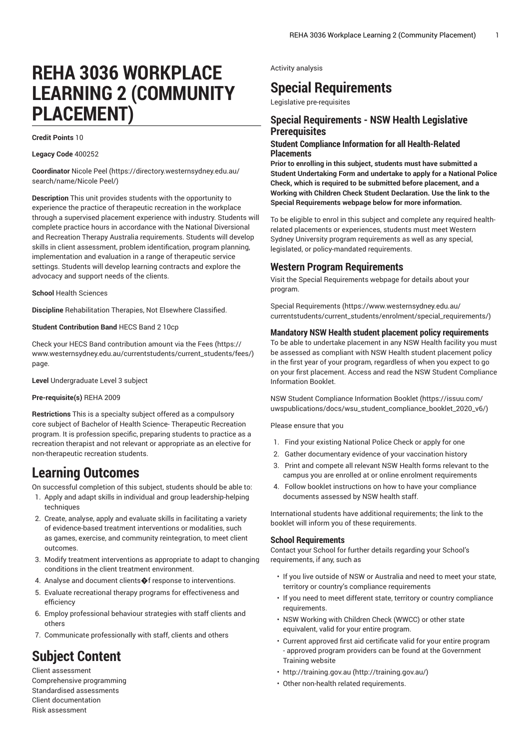# REHA 3036 WORKPLACE LEARNING 2 (COMMUNITY PLACEMENT)

**Credit Points** 10

**Legacy Code** 400252

**Coordinator** Nicole Peel (https://directory.westernsydney.edu.au/search/name/Nicole Peel/)

**Description** This unit provides students with the opportunity to experience the practice of therapeutic recreation in the workplace through a supervised placement experience with industry. Students will complete practice hours in accordance with the National Diversional and Recreation Therapy Australia requirements. Students will develop skills in client assessment, problem identification, program planning, implementation and evaluation in a range of therapeutic service settings. Students will develop learning contracts and explore the advocacy and support needs of the clients.

**School** Health Sciences

**Discipline** Rehabilitation Therapies, Not Elsewhere Classified.

**Student Contribution Band** HECS Band 2 10cp

Check your HECS Band contribution amount via the Fees (https://www.westernsydney.edu.au/currentstudents/current_students/fees/) page.

**Level** Undergraduate Level 3 subject

**Pre-requisite(s)** REHA 2009

**Restrictions** This is a specialty subject offered as a compulsory core subject of Bachelor of Health Science- Therapeutic Recreation program. It is profession specific, preparing students to practice as a recreation therapist and not relevant or appropriate as an elective for non-therapeutic recreation students.

# Learning Outcomes

On successful completion of this subject, students should be able to:

1. Apply and adapt skills in individual and group leadership-helping techniques
2. Create, analyse, apply and evaluate skills in facilitating a variety of evidence-based treatment interventions or modalities, such as games, exercise, and community reintegration, to meet client outcomes.
3. Modify treatment interventions as appropriate to adapt to changing conditions in the client treatment environment.
4. Analyse and document clients�f response to interventions.
5. Evaluate recreational therapy programs for effectiveness and efficiency
6. Employ professional behaviour strategies with staff clients and others
7. Communicate professionally with staff, clients and others

# Subject Content

Client assessment
Comprehensive programming
Standardised assessments
Client documentation
Risk assessment
Activity analysis

# Special Requirements

Legislative pre-requisites

## Special Requirements - NSW Health Legislative Prerequisites

### Student Compliance Information for all Health-Related Placements

**Prior to enrolling in this subject, students must have submitted a Student Undertaking Form and undertake to apply for a National Police Check, which is required to be submitted before placement, and a Working with Children Check Student Declaration. Use the link to the Special Requirements webpage below for more information.**

To be eligible to enrol in this subject and complete any required health-related placements or experiences, students must meet Western Sydney University program requirements as well as any special, legislated, or policy-mandated requirements.

## Western Program Requirements

Visit the Special Requirements webpage for details about your program.

Special Requirements (https://www.westernsydney.edu.au/currentstudents/current_students/enrolment/special_requirements/)

#### Mandatory NSW Health student placement policy requirements

To be able to undertake placement in any NSW Health facility you must be assessed as compliant with NSW Health student placement policy in the first year of your program, regardless of when you expect to go on your first placement. Access and read the NSW Student Compliance Information Booklet.

NSW Student Compliance Information Booklet (https://issuu.com/uwspublications/docs/wsu_student_compliance_booklet_2020_v6/)

Please ensure that you

1. Find your existing National Police Check or apply for one
2. Gather documentary evidence of your vaccination history
3. Print and compete all relevant NSW Health forms relevant to the campus you are enrolled at or online enrolment requirements
4. Follow booklet instructions on how to have your compliance documents assessed by NSW health staff.

International students have additional requirements; the link to the booklet will inform you of these requirements.

#### School Requirements

Contact your School for further details regarding your School's requirements, if any, such as

- If you live outside of NSW or Australia and need to meet your state, territory or country's compliance requirements
- If you need to meet different state, territory or country compliance requirements.
- NSW Working with Children Check (WWCC) or other state equivalent, valid for your entire program.
- Current approved first aid certificate valid for your entire program - approved program providers can be found at the Government Training website
- http://training.gov.au (http://training.gov.au/)
- Other non-health related requirements.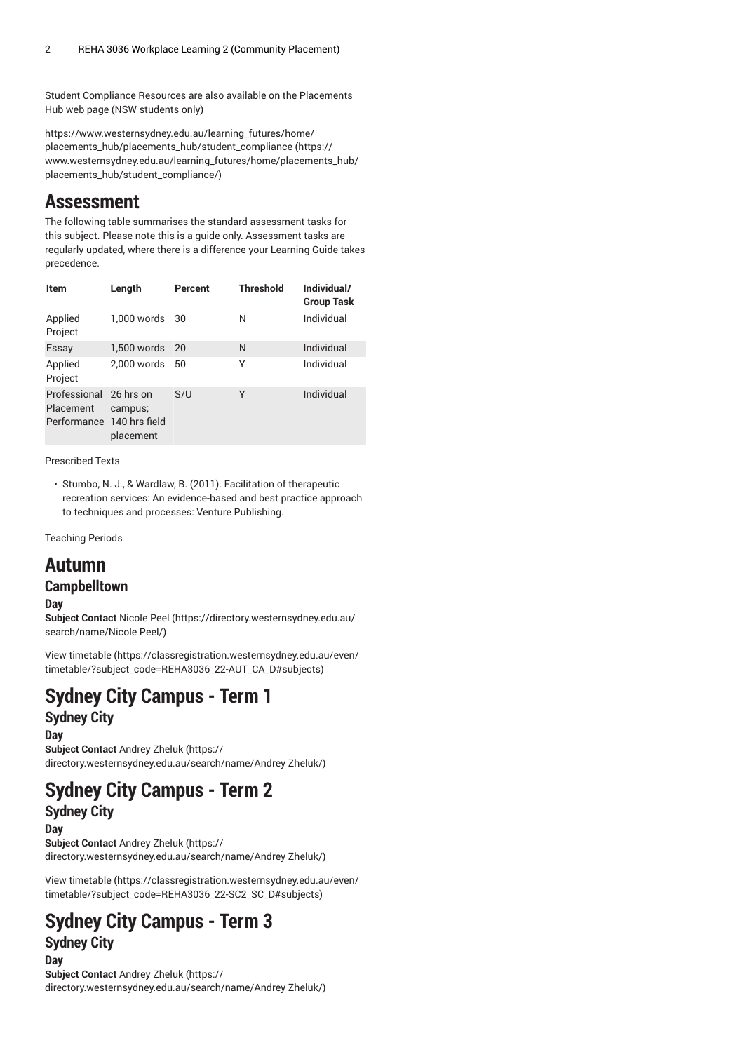Student Compliance Resources are also available on the Placements Hub web page (NSW students only)

https://www.westernsydney.edu.au/learning_futures/home/placements_hub/placements_hub/student_compliance (https://www.westernsydney.edu.au/learning_futures/home/placements_hub/placements_hub/student_compliance/)

# Assessment

The following table summarises the standard assessment tasks for this subject. Please note this is a guide only. Assessment tasks are regularly updated, where there is a difference your Learning Guide takes precedence.

| Item | Length | Percent | Threshold | Individual/ Group Task |
|---|---|---|---|---|
| Applied Project | 1,000 words | 30 | N | Individual |
| Essay | 1,500 words | 20 | N | Individual |
| Applied Project | 2,000 words | 50 | Y | Individual |
| Professional Placement Performance | 26 hrs on campus; 140 hrs field placement | S/U | Y | Individual |

Prescribed Texts

- Stumbo, N. J., & Wardlaw, B. (2011). Facilitation of therapeutic recreation services: An evidence-based and best practice approach to techniques and processes: Venture Publishing.

Teaching Periods

# Autumn

## Campbelltown

### Day

**Subject Contact** Nicole Peel (https://directory.westernsydney.edu.au/search/name/Nicole Peel/)

View timetable (https://classregistration.westernsydney.edu.au/even/timetable/?subject_code=REHA3036_22-AUT_CA_D#subjects)

# Sydney City Campus - Term 1

## Sydney City

### Day

**Subject Contact** Andrey Zheluk (https://directory.westernsydney.edu.au/search/name/Andrey Zheluk/)

# Sydney City Campus - Term 2

## Sydney City

### Day

**Subject Contact** Andrey Zheluk (https://directory.westernsydney.edu.au/search/name/Andrey Zheluk/)

View timetable (https://classregistration.westernsydney.edu.au/even/timetable/?subject_code=REHA3036_22-SC2_SC_D#subjects)

# Sydney City Campus - Term 3

## Sydney City

### Day

**Subject Contact** Andrey Zheluk (https://directory.westernsydney.edu.au/search/name/Andrey Zheluk/)